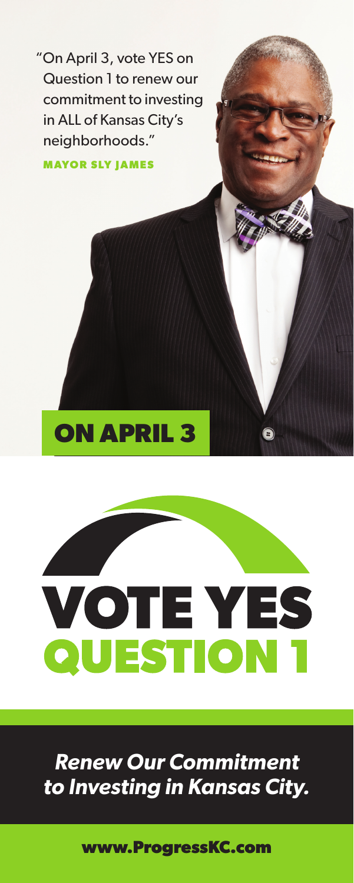"On April 3, vote YES on Question 1 to renew our commitment to investing in ALL of Kansas City's neighborhoods."

**MAYOR SLY JAMES**

**ON APRIL 3**

# VOTE YES
# QUESTION 1

***Renew Our Commitment to Investing in Kansas City.***

**www.ProgressKC.com**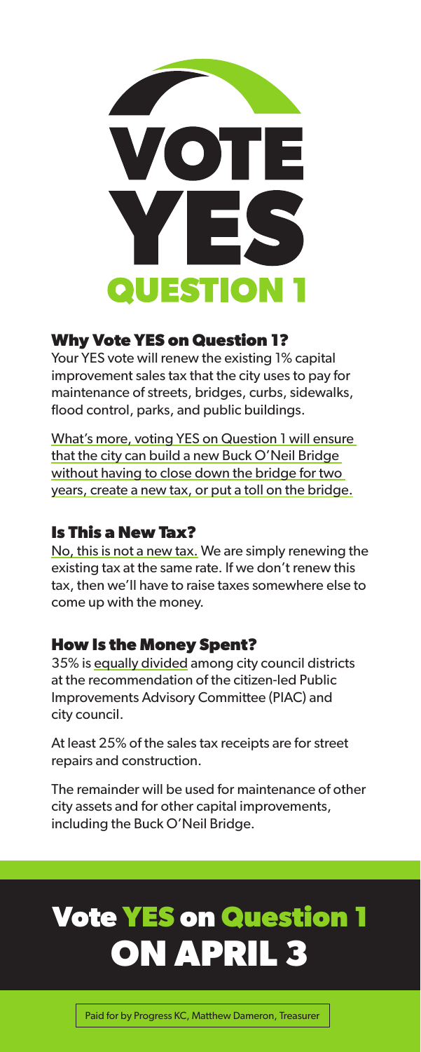# VOTE YES QUESTION 1

## Why Vote YES on Question 1?

Your YES vote will renew the existing 1% capital improvement sales tax that the city uses to pay for maintenance of streets, bridges, curbs, sidewalks, flood control, parks, and public buildings.

What's more, voting YES on Question 1 will ensure that the city can build a new Buck O'Neil Bridge without having to close down the bridge for two years, create a new tax, or put a toll on the bridge.

## Is This a New Tax?

No, this is not a new tax. We are simply renewing the existing tax at the same rate. If we don't renew this tax, then we'll have to raise taxes somewhere else to come up with the money.

## How Is the Money Spent?

35% is equally divided among city council districts at the recommendation of the citizen-led Public Improvements Advisory Committee (PIAC) and city council.

At least 25% of the sales tax receipts are for street repairs and construction.

The remainder will be used for maintenance of other city assets and for other capital improvements, including the Buck O'Neil Bridge.

# Vote YES on Question 1 ON APRIL 3

Paid for by Progress KC, Matthew Dameron, Treasurer